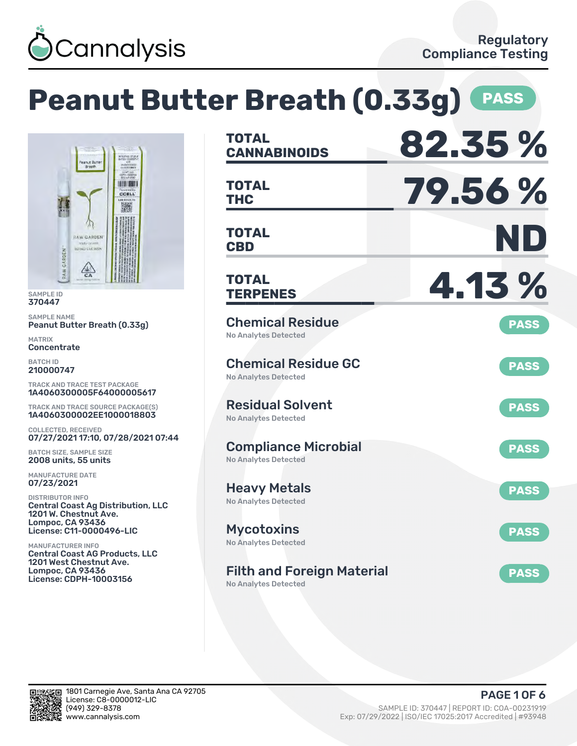Cannalysis

Regulatory Compliance Testing

# Peanut Butter Breath (0.33g) PASS

SAMPLE ID
370447

SAMPLE NAME
Peanut Butter Breath (0.33g)

MATRIX
Concentrate

BATCH ID
210000747

TRACK AND TRACE TEST PACKAGE
1A4060300005F64000005617

TRACK AND TRACE SOURCE PACKAGE(S)
1A4060300002EE1000018803

COLLECTED, RECEIVED
07/27/2021 17:10, 07/28/2021 07:44

BATCH SIZE, SAMPLE SIZE
2008 units, 55 units

MANUFACTURE DATE
07/23/2021

DISTRIBUTOR INFO
Central Coast Ag Distribution, LLC
1201 W. Chestnut Ave.
Lompoc, CA 93436
License: C11-0000496-LIC

MANUFACTURER INFO
Central Coast AG Products, LLC
1201 West Chestnut Ave.
Lompoc, CA 93436
License: CDPH-10003156

| | |
|---|---|
| **TOTAL CANNABINOIDS** | **82.35 %** |
| **TOTAL THC** | **79.56 %** |
| **TOTAL CBD** | **ND** |
| **TOTAL TERPENES** | **4.13 %** |

| Test | Result | Status |
|---|---|---|
| Chemical Residue | No Analytes Detected | PASS |
| Chemical Residue GC | No Analytes Detected | PASS |
| Residual Solvent | No Analytes Detected | PASS |
| Compliance Microbial | No Analytes Detected | PASS |
| Heavy Metals | No Analytes Detected | PASS |
| Mycotoxins | No Analytes Detected | PASS |
| Filth and Foreign Material | No Analytes Detected | PASS |

1801 Carnegie Ave, Santa Ana CA 92705
License: C8-0000012-LIC
(949) 329-8378
www.cannalysis.com

SAMPLE ID: 370447 | REPORT ID: COA-00231919
Exp: 07/29/2022 | ISO/IEC 17025:2017 Accredited | #93948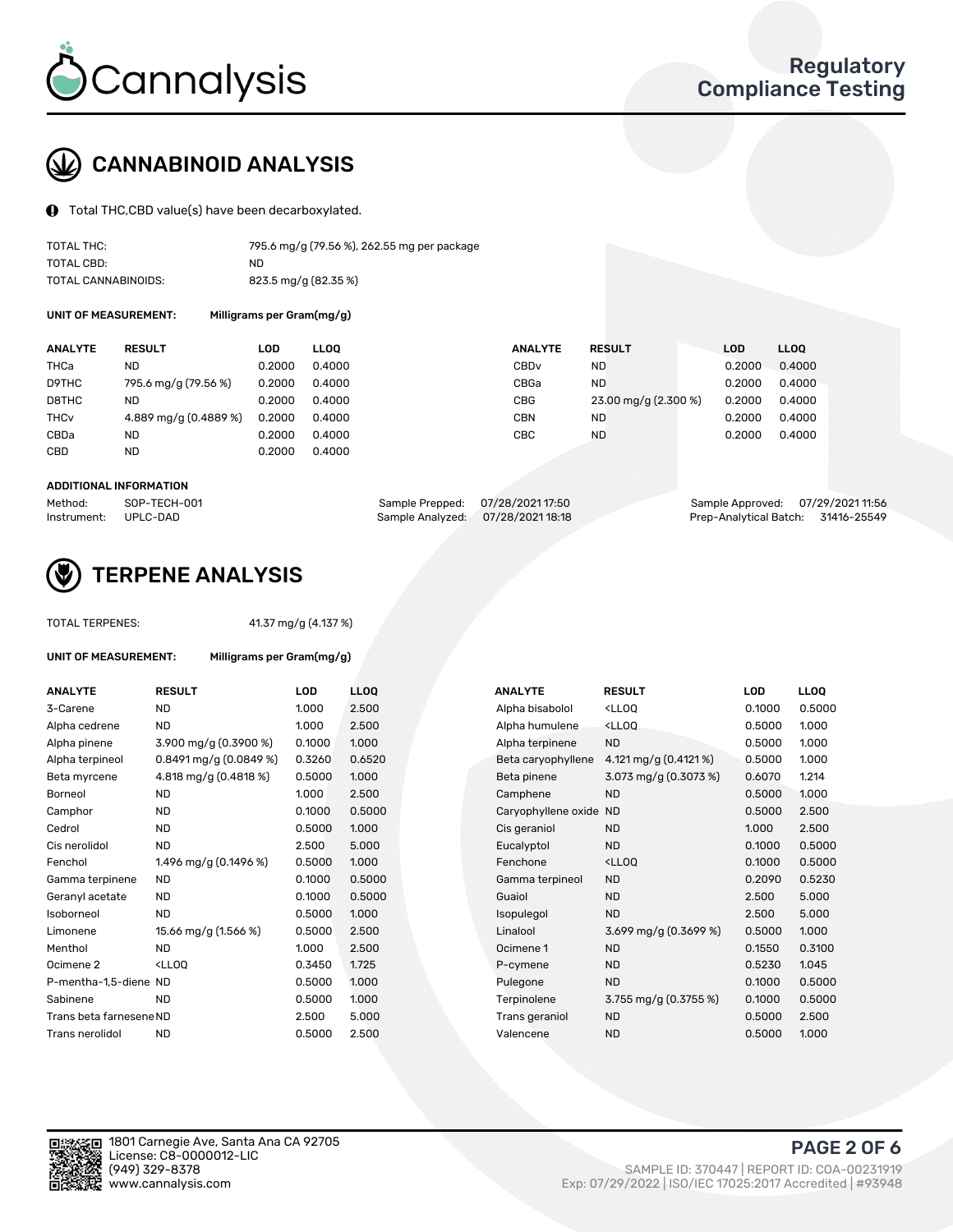Cannalysis

Regulatory Compliance Testing

## CANNABINOID ANALYSIS

Total THC,CBD value(s) have been decarboxylated.

| | |
|---|---|
| TOTAL THC: | 795.6 mg/g (79.56 %), 262.55 mg per package |
| TOTAL CBD: | ND |
| TOTAL CANNABINOIDS: | 823.5 mg/g (82.35 %) |

**UNIT OF MEASUREMENT:** Milligrams per Gram(mg/g)

| ANALYTE | RESULT | LOD | LLOQ | ANALYTE | RESULT | LOD | LLOQ |
|---|---|---|---|---|---|---|---|
| THCa | ND | 0.2000 | 0.4000 | CBDv | ND | 0.2000 | 0.4000 |
| D9THC | 795.6 mg/g (79.56 %) | 0.2000 | 0.4000 | CBGa | ND | 0.2000 | 0.4000 |
| D8THC | ND | 0.2000 | 0.4000 | CBG | 23.00 mg/g (2.300 %) | 0.2000 | 0.4000 |
| THCv | 4.889 mg/g (0.4889 %) | 0.2000 | 0.4000 | CBN | ND | 0.2000 | 0.4000 |
| CBDa | ND | 0.2000 | 0.4000 | CBC | ND | 0.2000 | 0.4000 |
| CBD | ND | 0.2000 | 0.4000 | | | | |

**ADDITIONAL INFORMATION**

| | | | | | |
|---|---|---|---|---|---|
| Method: | SOP-TECH-001 | Sample Prepped: | 07/28/2021 17:50 | Sample Approved: | 07/29/2021 11:56 |
| Instrument: | UPLC-DAD | Sample Analyzed: | 07/28/2021 18:18 | Prep-Analytical Batch: | 31416-25549 |

## TERPENE ANALYSIS

TOTAL TERPENES: 41.37 mg/g (4.137 %)

**UNIT OF MEASUREMENT:** Milligrams per Gram(mg/g)

| ANALYTE | RESULT | LOD | LLOQ | ANALYTE | RESULT | LOD | LLOQ |
|---|---|---|---|---|---|---|---|
| 3-Carene | ND | 1.000 | 2.500 | Alpha bisabolol | <LLOQ | 0.1000 | 0.5000 |
| Alpha cedrene | ND | 1.000 | 2.500 | Alpha humulene | <LLOQ | 0.5000 | 1.000 |
| Alpha pinene | 3.900 mg/g (0.3900 %) | 0.1000 | 1.000 | Alpha terpinene | ND | 0.5000 | 1.000 |
| Alpha terpineol | 0.8491 mg/g (0.0849 %) | 0.3260 | 0.6520 | Beta caryophyllene | 4.121 mg/g (0.4121 %) | 0.5000 | 1.000 |
| Beta myrcene | 4.818 mg/g (0.4818 %) | 0.5000 | 1.000 | Beta pinene | 3.073 mg/g (0.3073 %) | 0.6070 | 1.214 |
| Borneol | ND | 1.000 | 2.500 | Camphene | ND | 0.5000 | 1.000 |
| Camphor | ND | 0.1000 | 0.5000 | Caryophyllene oxide | ND | 0.5000 | 2.500 |
| Cedrol | ND | 0.5000 | 1.000 | Cis geraniol | ND | 1.000 | 2.500 |
| Cis nerolidol | ND | 2.500 | 5.000 | Eucalyptol | ND | 0.1000 | 0.5000 |
| Fenchol | 1.496 mg/g (0.1496 %) | 0.5000 | 1.000 | Fenchone | <LLOQ | 0.1000 | 0.5000 |
| Gamma terpinene | ND | 0.1000 | 0.5000 | Gamma terpineol | ND | 0.2090 | 0.5230 |
| Geranyl acetate | ND | 0.1000 | 0.5000 | Guaiol | ND | 2.500 | 5.000 |
| Isoborneol | ND | 0.5000 | 1.000 | Isopulegol | ND | 2.500 | 5.000 |
| Limonene | 15.66 mg/g (1.566 %) | 0.5000 | 2.500 | Linalool | 3.699 mg/g (0.3699 %) | 0.5000 | 1.000 |
| Menthol | ND | 1.000 | 2.500 | Ocimene 1 | ND | 0.1550 | 0.3100 |
| Ocimene 2 | <LLOQ | 0.3450 | 1.725 | P-cymene | ND | 0.5230 | 1.045 |
| P-mentha-1,5-diene | ND | 0.5000 | 1.000 | Pulegone | ND | 0.1000 | 0.5000 |
| Sabinene | ND | 0.5000 | 1.000 | Terpinolene | 3.755 mg/g (0.3755 %) | 0.1000 | 0.5000 |
| Trans beta farnesene | ND | 2.500 | 5.000 | Trans geraniol | ND | 0.5000 | 2.500 |
| Trans nerolidol | ND | 0.5000 | 2.500 | Valencene | ND | 0.5000 | 1.000 |

1801 Carnegie Ave, Santa Ana CA 92705
License: C8-0000012-LIC
(949) 329-8378
www.cannalysis.com

SAMPLE ID: 370447 | REPORT ID: COA-00231919
Exp: 07/29/2022 | ISO/IEC 17025:2017 Accredited | #93948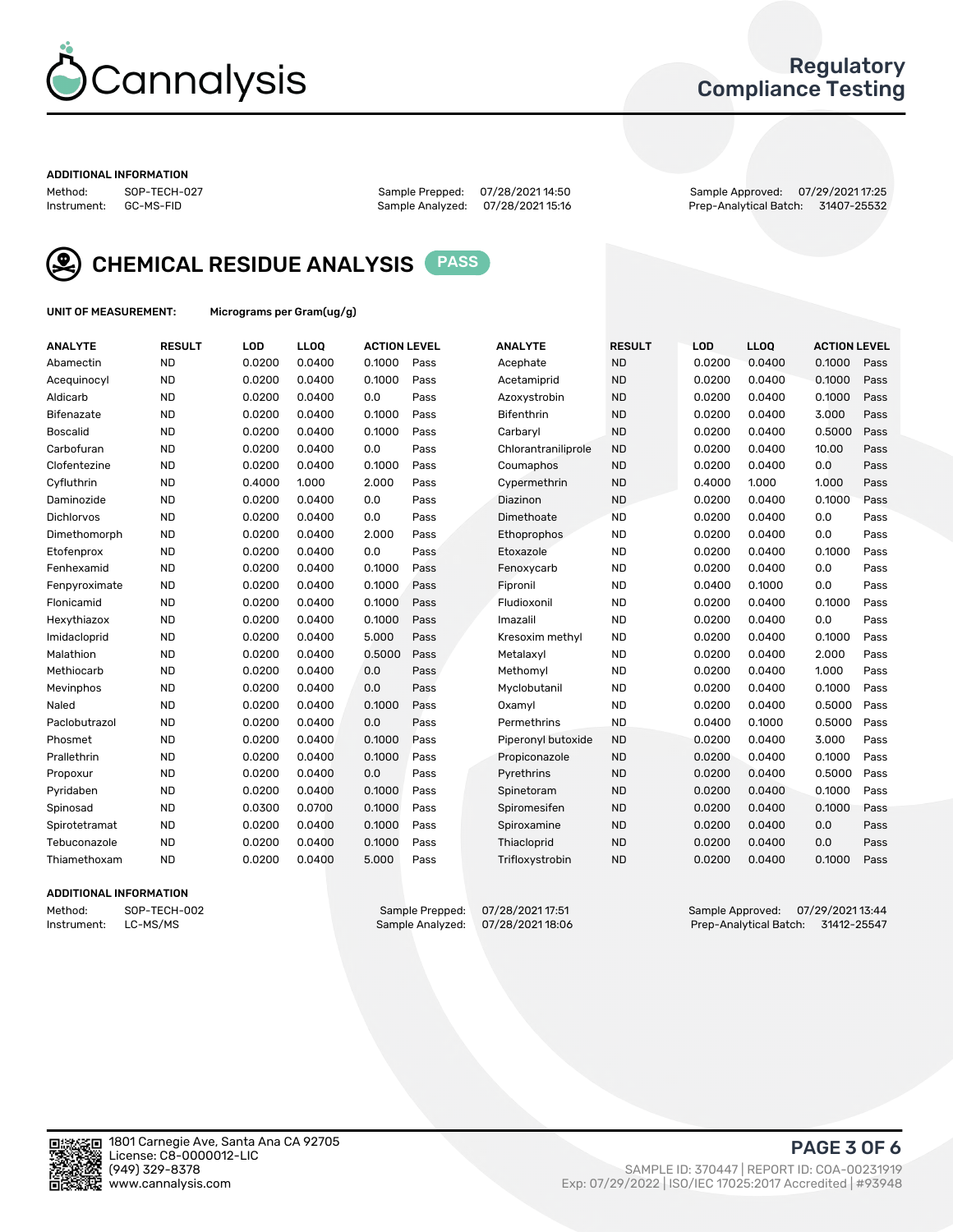# Cannalysis

## Regulatory Compliance Testing

**ADDITIONAL INFORMATION**

Method: SOP-TECH-027
Instrument: GC-MS-FID

Sample Prepped: 07/28/2021 14:50
Sample Analyzed: 07/28/2021 15:16

Sample Approved: 07/29/2021 17:25
Prep-Analytical Batch: 31407-25532

## CHEMICAL RESIDUE ANALYSIS PASS

**UNIT OF MEASUREMENT:** Micrograms per Gram(ug/g)

| ANALYTE | RESULT | LOD | LLOQ | ACTION LEVEL | | ANALYTE | RESULT | LOD | LLOQ | ACTION LEVEL | |
|---|---|---|---|---|---|---|---|---|---|---|---|
| Abamectin | ND | 0.0200 | 0.0400 | 0.1000 | Pass | Acephate | ND | 0.0200 | 0.0400 | 0.1000 | Pass |
| Acequinocyl | ND | 0.0200 | 0.0400 | 0.1000 | Pass | Acetamiprid | ND | 0.0200 | 0.0400 | 0.1000 | Pass |
| Aldicarb | ND | 0.0200 | 0.0400 | 0.0 | Pass | Azoxystrobin | ND | 0.0200 | 0.0400 | 0.1000 | Pass |
| Bifenazate | ND | 0.0200 | 0.0400 | 0.1000 | Pass | Bifenthrin | ND | 0.0200 | 0.0400 | 3.000 | Pass |
| Boscalid | ND | 0.0200 | 0.0400 | 0.1000 | Pass | Carbaryl | ND | 0.0200 | 0.0400 | 0.5000 | Pass |
| Carbofuran | ND | 0.0200 | 0.0400 | 0.0 | Pass | Chlorantraniliprole | ND | 0.0200 | 0.0400 | 10.00 | Pass |
| Clofentezine | ND | 0.0200 | 0.0400 | 0.1000 | Pass | Coumaphos | ND | 0.0200 | 0.0400 | 0.0 | Pass |
| Cyfluthrin | ND | 0.4000 | 1.000 | 2.000 | Pass | Cypermethrin | ND | 0.4000 | 1.000 | 1.000 | Pass |
| Daminozide | ND | 0.0200 | 0.0400 | 0.0 | Pass | Diazinon | ND | 0.0200 | 0.0400 | 0.1000 | Pass |
| Dichlorvos | ND | 0.0200 | 0.0400 | 0.0 | Pass | Dimethoate | ND | 0.0200 | 0.0400 | 0.0 | Pass |
| Dimethomorph | ND | 0.0200 | 0.0400 | 2.000 | Pass | Ethoprophos | ND | 0.0200 | 0.0400 | 0.0 | Pass |
| Etofenprox | ND | 0.0200 | 0.0400 | 0.0 | Pass | Etoxazole | ND | 0.0200 | 0.0400 | 0.1000 | Pass |
| Fenhexamid | ND | 0.0200 | 0.0400 | 0.1000 | Pass | Fenoxycarb | ND | 0.0200 | 0.0400 | 0.0 | Pass |
| Fenpyroximate | ND | 0.0200 | 0.0400 | 0.1000 | Pass | Fipronil | ND | 0.0400 | 0.1000 | 0.0 | Pass |
| Flonicamid | ND | 0.0200 | 0.0400 | 0.1000 | Pass | Fludioxonil | ND | 0.0200 | 0.0400 | 0.1000 | Pass |
| Hexythiazox | ND | 0.0200 | 0.0400 | 0.1000 | Pass | Imazalil | ND | 0.0200 | 0.0400 | 0.0 | Pass |
| Imidacloprid | ND | 0.0200 | 0.0400 | 5.000 | Pass | Kresoxim methyl | ND | 0.0200 | 0.0400 | 0.1000 | Pass |
| Malathion | ND | 0.0200 | 0.0400 | 0.5000 | Pass | Metalaxyl | ND | 0.0200 | 0.0400 | 2.000 | Pass |
| Methiocarb | ND | 0.0200 | 0.0400 | 0.0 | Pass | Methomyl | ND | 0.0200 | 0.0400 | 1.000 | Pass |
| Mevinphos | ND | 0.0200 | 0.0400 | 0.0 | Pass | Myclobutanil | ND | 0.0200 | 0.0400 | 0.1000 | Pass |
| Naled | ND | 0.0200 | 0.0400 | 0.1000 | Pass | Oxamyl | ND | 0.0200 | 0.0400 | 0.5000 | Pass |
| Paclobutrazol | ND | 0.0200 | 0.0400 | 0.0 | Pass | Permethrins | ND | 0.0400 | 0.1000 | 0.5000 | Pass |
| Phosmet | ND | 0.0200 | 0.0400 | 0.1000 | Pass | Piperonyl butoxide | ND | 0.0200 | 0.0400 | 3.000 | Pass |
| Prallethrin | ND | 0.0200 | 0.0400 | 0.1000 | Pass | Propiconazole | ND | 0.0200 | 0.0400 | 0.1000 | Pass |
| Propoxur | ND | 0.0200 | 0.0400 | 0.0 | Pass | Pyrethrins | ND | 0.0200 | 0.0400 | 0.5000 | Pass |
| Pyridaben | ND | 0.0200 | 0.0400 | 0.1000 | Pass | Spinetoram | ND | 0.0200 | 0.0400 | 0.1000 | Pass |
| Spinosad | ND | 0.0300 | 0.0700 | 0.1000 | Pass | Spiromesifen | ND | 0.0200 | 0.0400 | 0.1000 | Pass |
| Spirotetramat | ND | 0.0200 | 0.0400 | 0.1000 | Pass | Spiroxamine | ND | 0.0200 | 0.0400 | 0.0 | Pass |
| Tebuconazole | ND | 0.0200 | 0.0400 | 0.1000 | Pass | Thiacloprid | ND | 0.0200 | 0.0400 | 0.0 | Pass |
| Thiamethoxam | ND | 0.0200 | 0.0400 | 5.000 | Pass | Trifloxystrobin | ND | 0.0200 | 0.0400 | 0.1000 | Pass |

**ADDITIONAL INFORMATION**

Method: SOP-TECH-002
Instrument: LC-MS/MS

Sample Prepped: 07/28/2021 17:51
Sample Analyzed: 07/28/2021 18:06

Sample Approved: 07/29/2021 13:44
Prep-Analytical Batch: 31412-25547

1801 Carnegie Ave, Santa Ana CA 92705
License: C8-0000012-LIC
(949) 329-8378
www.cannalysis.com

SAMPLE ID: 370447 | REPORT ID: COA-00231919
Exp: 07/29/2022 | ISO/IEC 17025:2017 Accredited | #93948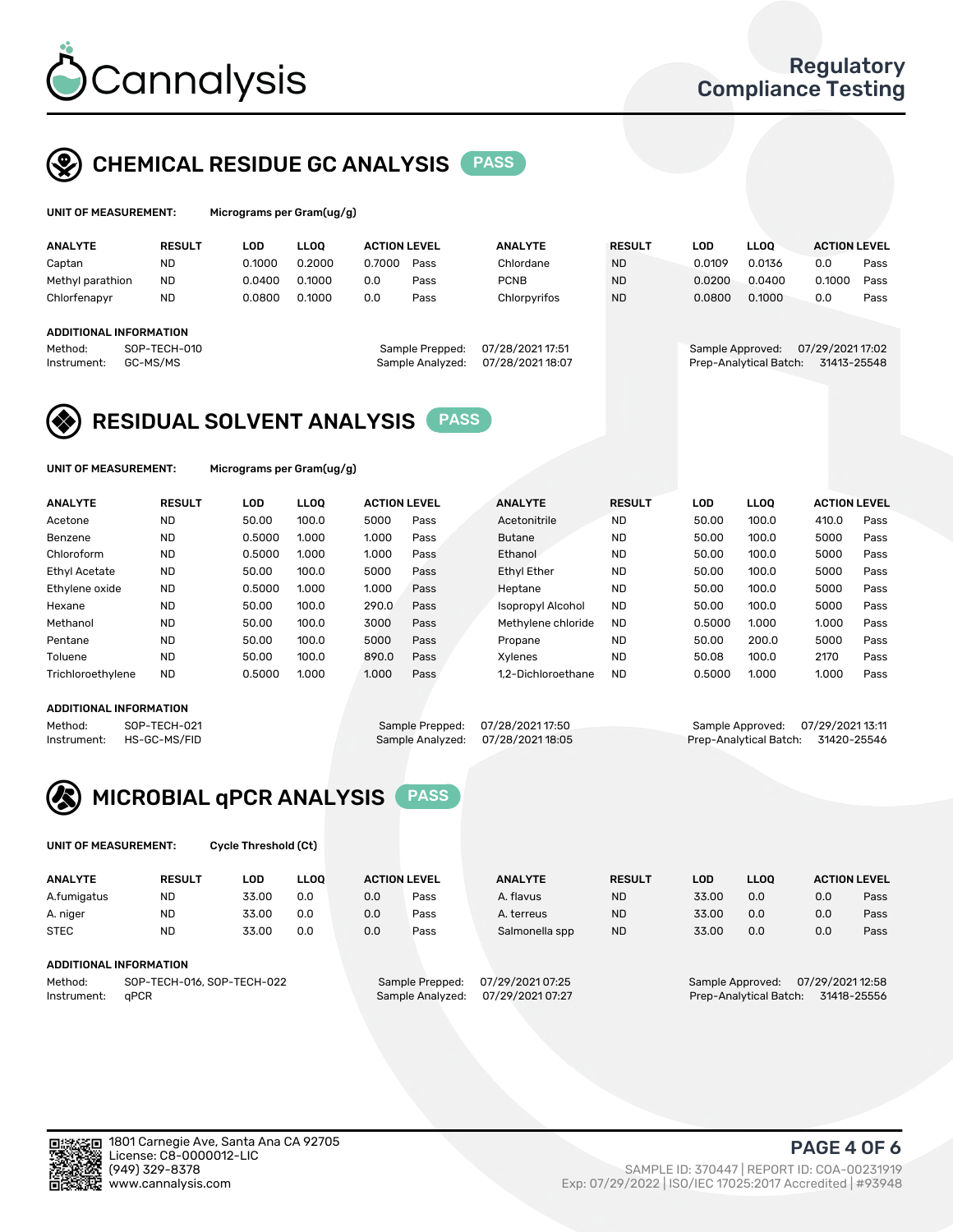# Cannalysis

Regulatory Compliance Testing

## CHEMICAL RESIDUE GC ANALYSIS PASS

**UNIT OF MEASUREMENT:** Micrograms per Gram(ug/g)

| ANALYTE | RESULT | LOD | LLOQ | ACTION LEVEL | | ANALYTE | RESULT | LOD | LLOQ | ACTION LEVEL | |
|---|---|---|---|---|---|---|---|---|---|---|---|
| Captan | ND | 0.1000 | 0.2000 | 0.7000 | Pass | Chlordane | ND | 0.0109 | 0.0136 | 0.0 | Pass |
| Methyl parathion | ND | 0.0400 | 0.1000 | 0.0 | Pass | PCNB | ND | 0.0200 | 0.0400 | 0.1000 | Pass |
| Chlorfenapyr | ND | 0.0800 | 0.1000 | 0.0 | Pass | Chlorpyrifos | ND | 0.0800 | 0.1000 | 0.0 | Pass |

**ADDITIONAL INFORMATION**

Method: SOP-TECH-010
Instrument: GC-MS/MS
Sample Prepped: 07/28/2021 17:51
Sample Analyzed: 07/28/2021 18:07
Sample Approved: 07/29/2021 17:02
Prep-Analytical Batch: 31413-25548

## RESIDUAL SOLVENT ANALYSIS PASS

**UNIT OF MEASUREMENT:** Micrograms per Gram(ug/g)

| ANALYTE | RESULT | LOD | LLOQ | ACTION LEVEL | | ANALYTE | RESULT | LOD | LLOQ | ACTION LEVEL | |
|---|---|---|---|---|---|---|---|---|---|---|---|
| Acetone | ND | 50.00 | 100.0 | 5000 | Pass | Acetonitrile | ND | 50.00 | 100.0 | 410.0 | Pass |
| Benzene | ND | 0.5000 | 1.000 | 1.000 | Pass | Butane | ND | 50.00 | 100.0 | 5000 | Pass |
| Chloroform | ND | 0.5000 | 1.000 | 1.000 | Pass | Ethanol | ND | 50.00 | 100.0 | 5000 | Pass |
| Ethyl Acetate | ND | 50.00 | 100.0 | 5000 | Pass | Ethyl Ether | ND | 50.00 | 100.0 | 5000 | Pass |
| Ethylene oxide | ND | 0.5000 | 1.000 | 1.000 | Pass | Heptane | ND | 50.00 | 100.0 | 5000 | Pass |
| Hexane | ND | 50.00 | 100.0 | 290.0 | Pass | Isopropyl Alcohol | ND | 50.00 | 100.0 | 5000 | Pass |
| Methanol | ND | 50.00 | 100.0 | 3000 | Pass | Methylene chloride | ND | 0.5000 | 1.000 | 1.000 | Pass |
| Pentane | ND | 50.00 | 100.0 | 5000 | Pass | Propane | ND | 50.00 | 200.0 | 5000 | Pass |
| Toluene | ND | 50.00 | 100.0 | 890.0 | Pass | Xylenes | ND | 50.08 | 100.0 | 2170 | Pass |
| Trichloroethylene | ND | 0.5000 | 1.000 | 1.000 | Pass | 1,2-Dichloroethane | ND | 0.5000 | 1.000 | 1.000 | Pass |

**ADDITIONAL INFORMATION**

Method: SOP-TECH-021
Instrument: HS-GC-MS/FID
Sample Prepped: 07/28/2021 17:50
Sample Analyzed: 07/28/2021 18:05
Sample Approved: 07/29/2021 13:11
Prep-Analytical Batch: 31420-25546

## MICROBIAL qPCR ANALYSIS PASS

**UNIT OF MEASUREMENT:** Cycle Threshold (Ct)

| ANALYTE | RESULT | LOD | LLOQ | ACTION LEVEL | | ANALYTE | RESULT | LOD | LLOQ | ACTION LEVEL | |
|---|---|---|---|---|---|---|---|---|---|---|---|
| A.fumigatus | ND | 33.00 | 0.0 | 0.0 | Pass | A. flavus | ND | 33.00 | 0.0 | 0.0 | Pass |
| A. niger | ND | 33.00 | 0.0 | 0.0 | Pass | A. terreus | ND | 33.00 | 0.0 | 0.0 | Pass |
| STEC | ND | 33.00 | 0.0 | 0.0 | Pass | Salmonella spp | ND | 33.00 | 0.0 | 0.0 | Pass |

**ADDITIONAL INFORMATION**

Method: SOP-TECH-016, SOP-TECH-022
Instrument: qPCR
Sample Prepped: 07/29/2021 07:25
Sample Analyzed: 07/29/2021 07:27
Sample Approved: 07/29/2021 12:58
Prep-Analytical Batch: 31418-25556

1801 Carnegie Ave, Santa Ana CA 92705
License: C8-0000012-LIC
(949) 329-8378
www.cannalysis.com

SAMPLE ID: 370447 | REPORT ID: COA-00231919
Exp: 07/29/2022 | ISO/IEC 17025:2017 Accredited | #93948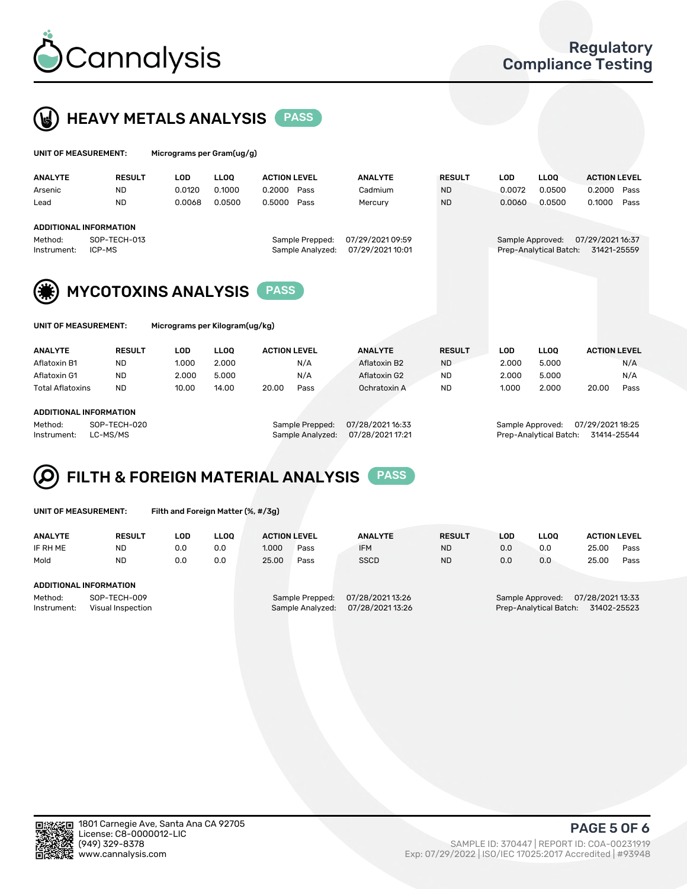# Cannalysis

Regulatory Compliance Testing

## HEAVY METALS ANALYSIS PASS

**UNIT OF MEASUREMENT:** Micrograms per Gram(ug/g)

| ANALYTE | RESULT | LOD | LLOQ | ACTION LEVEL | | ANALYTE | RESULT | LOD | LLOQ | ACTION LEVEL | |
|---|---|---|---|---|---|---|---|---|---|---|---|
| Arsenic | ND | 0.0120 | 0.1000 | 0.2000 | Pass | Cadmium | ND | 0.0072 | 0.0500 | 0.2000 | Pass |
| Lead | ND | 0.0068 | 0.0500 | 0.5000 | Pass | Mercury | ND | 0.0060 | 0.0500 | 0.1000 | Pass |

**ADDITIONAL INFORMATION**

Method: SOP-TECH-013
Instrument: ICP-MS
Sample Prepped: 07/29/2021 09:59
Sample Analyzed: 07/29/2021 10:01
Sample Approved: 07/29/2021 16:37
Prep-Analytical Batch: 31421-25559

## MYCOTOXINS ANALYSIS PASS

**UNIT OF MEASUREMENT:** Micrograms per Kilogram(ug/kg)

| ANALYTE | RESULT | LOD | LLOQ | ACTION LEVEL | | ANALYTE | RESULT | LOD | LLOQ | ACTION LEVEL | |
|---|---|---|---|---|---|---|---|---|---|---|---|
| Aflatoxin B1 | ND | 1.000 | 2.000 | | N/A | Aflatoxin B2 | ND | 2.000 | 5.000 | | N/A |
| Aflatoxin G1 | ND | 2.000 | 5.000 | | N/A | Aflatoxin G2 | ND | 2.000 | 5.000 | | N/A |
| Total Aflatoxins | ND | 10.00 | 14.00 | 20.00 | Pass | Ochratoxin A | ND | 1.000 | 2.000 | 20.00 | Pass |

**ADDITIONAL INFORMATION**

Method: SOP-TECH-020
Instrument: LC-MS/MS
Sample Prepped: 07/28/2021 16:33
Sample Analyzed: 07/28/2021 17:21
Sample Approved: 07/29/2021 18:25
Prep-Analytical Batch: 31414-25544

## FILTH & FOREIGN MATERIAL ANALYSIS PASS

**UNIT OF MEASUREMENT:** Filth and Foreign Matter (%, #/3g)

| ANALYTE | RESULT | LOD | LLOQ | ACTION LEVEL | | ANALYTE | RESULT | LOD | LLOQ | ACTION LEVEL | |
|---|---|---|---|---|---|---|---|---|---|---|---|
| IF RH ME | ND | 0.0 | 0.0 | 1.000 | Pass | IFM | ND | 0.0 | 0.0 | 25.00 | Pass |
| Mold | ND | 0.0 | 0.0 | 25.00 | Pass | SSCD | ND | 0.0 | 0.0 | 25.00 | Pass |

**ADDITIONAL INFORMATION**

Method: SOP-TECH-009
Instrument: Visual Inspection
Sample Prepped: 07/28/2021 13:26
Sample Analyzed: 07/28/2021 13:26
Sample Approved: 07/28/2021 13:33
Prep-Analytical Batch: 31402-25523

1801 Carnegie Ave, Santa Ana CA 92705
License: C8-0000012-LIC
(949) 329-8378
www.cannalysis.com

SAMPLE ID: 370447 | REPORT ID: COA-00231919
Exp: 07/29/2022 | ISO/IEC 17025:2017 Accredited | #93948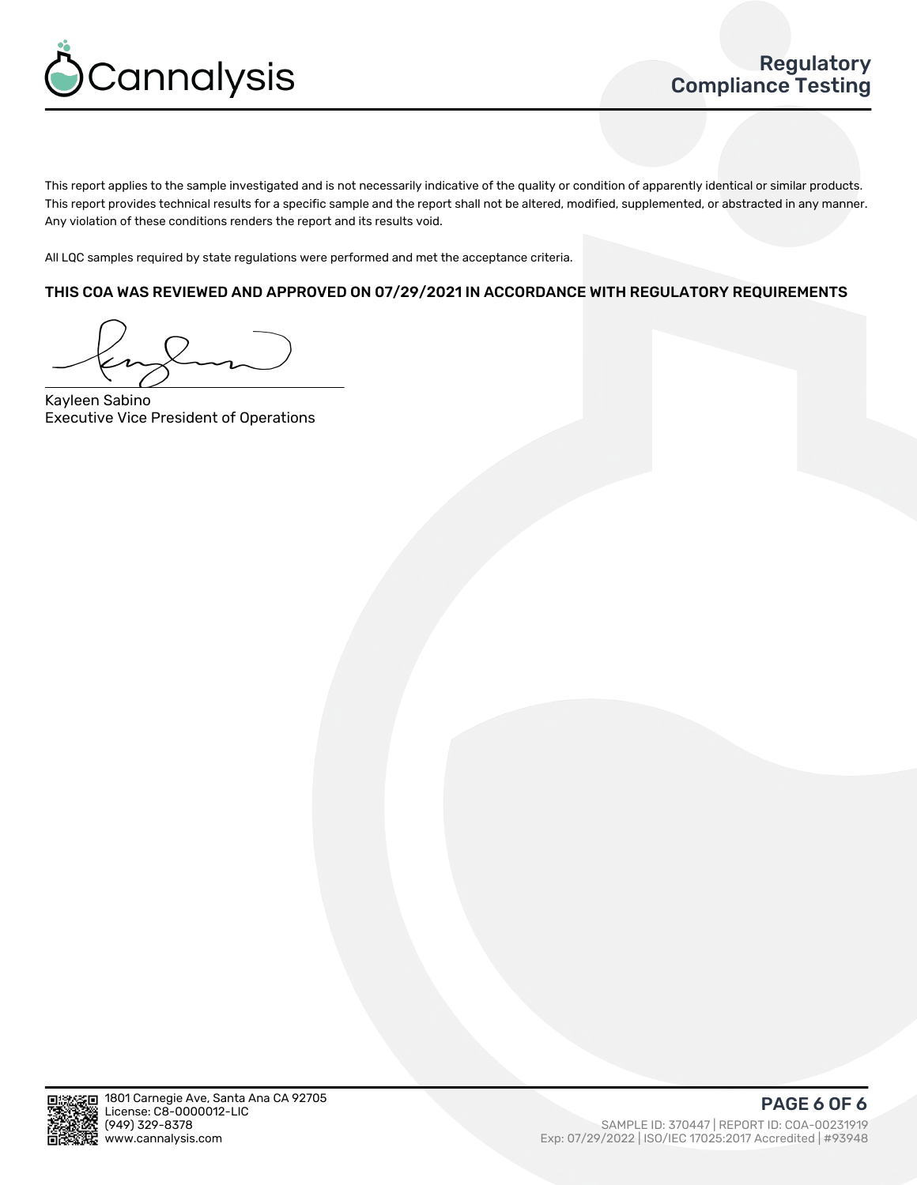This report applies to the sample investigated and is not necessarily indicative of the quality or condition of apparently identical or similar products. This report provides technical results for a specific sample and the report shall not be altered, modified, supplemented, or abstracted in any manner. Any violation of these conditions renders the report and its results void.

All LQC samples required by state regulations were performed and met the acceptance criteria.

**THIS COA WAS REVIEWED AND APPROVED ON 07/29/2021 IN ACCORDANCE WITH REGULATORY REQUIREMENTS**

Kayleen Sabino
Executive Vice President of Operations

1801 Carnegie Ave, Santa Ana CA 92705
License: C8-0000012-LIC
(949) 329-8378
www.cannalysis.com

SAMPLE ID: 370447 | REPORT ID: COA-00231919
Exp: 07/29/2022 | ISO/IEC 17025:2017 Accredited | #93948